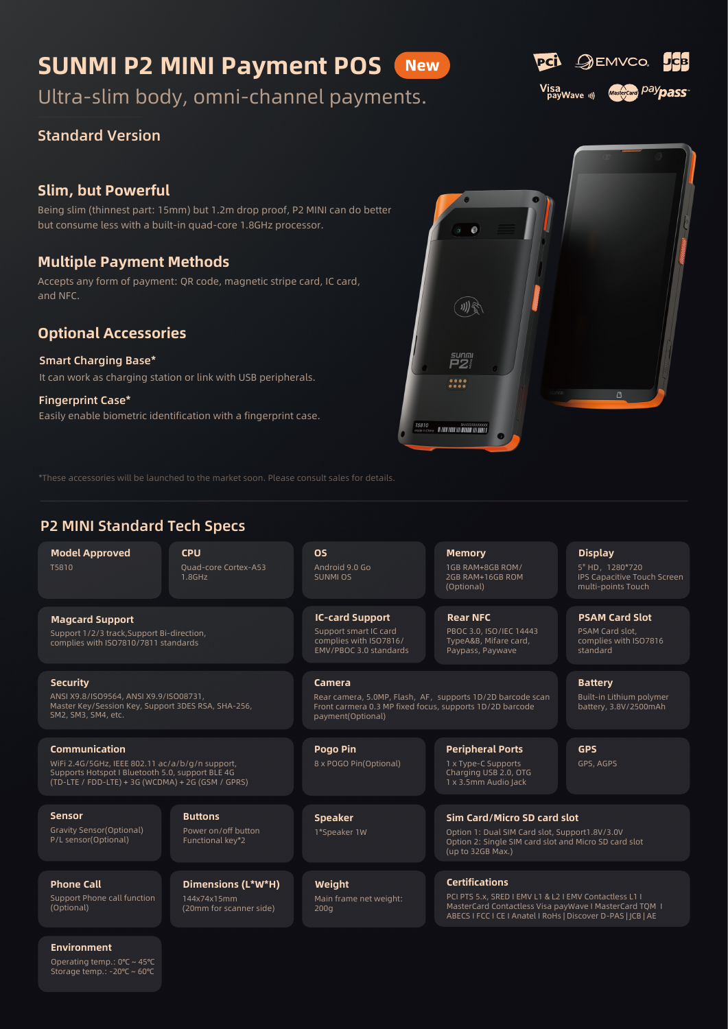# SUNMI P2 MINI Payment POS New

Ultra-slim body, omni-channel payments.

## Standard Version

### Slim, but Powerful

Being slim (thinnest part: 15mm) but 1.2m drop proof, P2 MINI can do better but consume less with a built-in quad-core 1.8GHz processor.

### Multiple Payment Methods

Accepts any form of payment: QR code, magnetic stripe card, IC card, and NFC.

### Optional Accessories

**Smart Charging Base***

It can work as charging station or link with USB peripherals.

**Fingerprint Case***

Easily enable biometric identification with a fingerprint case.

*These accessories will be launched to the market soon. Please consult sales for details.

## P2 MINI Standard Tech Specs

**Model Approved**
T5810

**CPU**
Quad-core Cortex-A53
1.8GHz

**OS**
Android 9.0 Go
SUNMI OS

**Memory**
1GB RAM+8GB ROM/
2GB RAM+16GB ROM
(Optional)

**Display**
5" HD，1280*720
IPS Capacitive Touch Screen
multi-points Touch

**Magcard Support**
Support 1/2/3 track,Support Bi-direction,
complies with ISO7810/7811 standards

**IC-card Support**
Support smart IC card
complies with ISO7816/
EMV/PBOC 3.0 standards

**Rear NFC**
PBOC 3.0, ISO/IEC 14443
TypeA&B, Mifare card,
Paypass, Paywave

**PSAM Card Slot**
PSAM Card slot,
complies with ISO7816
standard

**Security**
ANSI X9.8/ISO9564, ANSI X9.9/ISO8731,
Master Key/Session Key, Support 3DES RSA, SHA-256,
SM2, SM3, SM4, etc.

**Camera**
Rear camera, 5.0MP, Flash, AF，supports 1D/2D barcode scan
Front carmera 0.3 MP fixed focus, supports 1D/2D barcode
payment(Optional)

**Battery**
Built-in Lithium polymer
battery, 3.8V/2500mAh

**Communication**
WiFi 2.4G/5GHz, IEEE 802.11 ac/a/b/g/n support,
Supports Hotspot I Bluetooth 5.0, support BLE 4G
(TD-LTE / FDD-LTE) + 3G (WCDMA) + 2G (GSM / GPRS)

**Pogo Pin**
8 x POGO Pin(Optional)

**Peripheral Ports**
1 x Type-C Supports
Charging USB 2.0, OTG
1 x 3.5mm Audio Jack

**GPS**
GPS, AGPS

**Sensor**
Gravity Sensor(Optional)
P/L sensor(Optional)

**Buttons**
Power on/off button
Functional key*2

**Speaker**
1*Speaker 1W

**Sim Card/Micro SD card slot**
Option 1: Dual SIM Card slot, Support1.8V/3.0V
Option 2: Single SIM card slot and Micro SD card slot
(up to 32GB Max.)

**Phone Call**
Support Phone call function
(Optional)

**Dimensions (L*W*H)**
144x74x15mm
(20mm for scanner side)

**Weight**
Main frame net weight:
200g

**Certifications**
PCI PTS 5.x, SRED I EMV L1 & L2 I EMV Contactless L1 I
MasterCard Contactless Visa payWave I MasterCard TQM I
ABECS I FCC I CE I Anatel I RoHs | Discover D-PAS | JCB | AE

**Environment**
Operating temp.: 0℃ ~ 45℃
Storage temp.: -20℃ ~ 60℃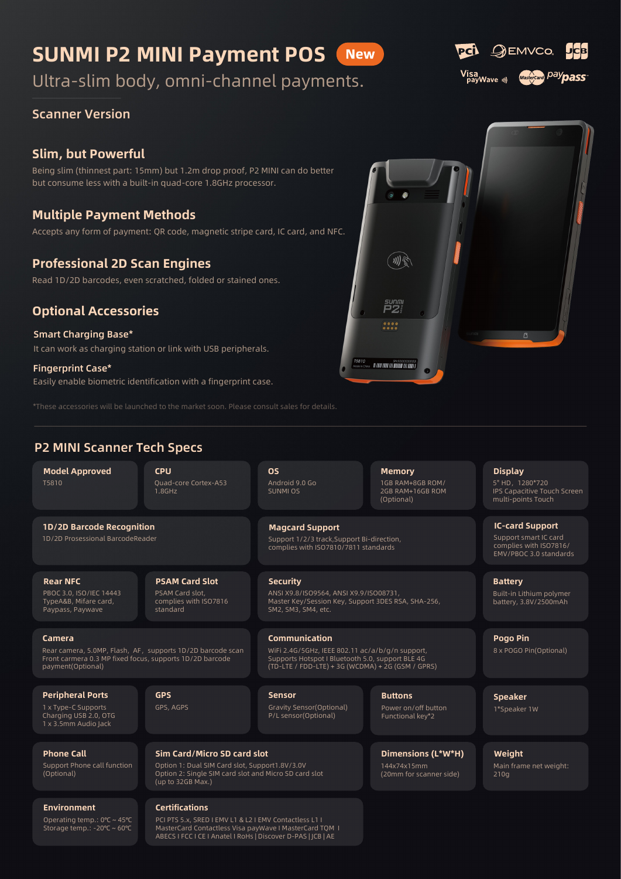# SUNMI P2 MINI Payment POS New

Ultra-slim body, omni-channel payments.

## Scanner Version

### Slim, but Powerful

Being slim (thinnest part: 15mm) but 1.2m drop proof, P2 MINI can do better but consume less with a built-in quad-core 1.8GHz processor.

### Multiple Payment Methods

Accepts any form of payment: QR code, magnetic stripe card, IC card, and NFC.

### Professional 2D Scan Engines

Read 1D/2D barcodes, even scratched, folded or stained ones.

### Optional Accessories

**Smart Charging Base***

It can work as charging station or link with USB peripherals.

**Fingerprint Case***

Easily enable biometric identification with a fingerprint case.

*These accessories will be launched to the market soon. Please consult sales for details.

## P2 MINI Scanner Tech Specs

| | |
|---|---|
| **Model Approved** | T5810 |
| **CPU** | Quad-core Cortex-A53 1.8GHz |
| **OS** | Android 9.0 Go SUNMI OS |
| **Memory** | 1GB RAM+8GB ROM/ 2GB RAM+16GB ROM (Optional) |
| **Display** | 5" HD, 1280*720 IPS Capacitive Touch Screen multi-points Touch |
| **1D/2D Barcode Recognition** | 1D/2D Prosessional BarcodeReader |
| **Magcard Support** | Support 1/2/3 track,Support Bi-direction, complies with ISO7810/7811 standards |
| **IC-card Support** | Support smart IC card complies with ISO7816/ EMV/PBOC 3.0 standards |
| **Rear NFC** | PBOC 3.0, ISO/IEC 14443 TypeA&B, Mifare card, Paypass, Paywave |
| **PSAM Card Slot** | PSAM Card slot, complies with ISO7816 standard |
| **Security** | ANSI X9.8/ISO9564, ANSI X9.9/ISO8731, Master Key/Session Key, Support 3DES RSA, SHA-256, SM2, SM3, SM4, etc. |
| **Battery** | Built-in Lithium polymer battery, 3.8V/2500mAh |
| **Camera** | Rear camera, 5.0MP, Flash, AF, supports 1D/2D barcode scan Front carmera 0.3 MP fixed focus, supports 1D/2D barcode payment(Optional) |
| **Communication** | WiFi 2.4G/5GHz, IEEE 802.11 ac/a/b/g/n support, Supports Hotspot I Bluetooth 5.0, support BLE 4G (TD-LTE / FDD-LTE) + 3G (WCDMA) + 2G (GSM / GPRS) |
| **Pogo Pin** | 8 x POGO Pin(Optional) |
| **Peripheral Ports** | 1 x Type-C Supports Charging USB 2.0, OTG 1 x 3.5mm Audio Jack |
| **GPS** | GPS, AGPS |
| **Sensor** | Gravity Sensor(Optional) P/L sensor(Optional) |
| **Buttons** | Power on/off button Functional key*2 |
| **Speaker** | 1*Speaker 1W |
| **Phone Call** | Support Phone call function (Optional) |
| **Sim Card/Micro SD card slot** | Option 1: Dual SIM Card slot, Support1.8V/3.0V Option 2: Single SIM card slot and Micro SD card slot (up to 32GB Max.) |
| **Dimensions (L*W*H)** | 144x74x15mm (20mm for scanner side) |
| **Weight** | Main frame net weight: 210g |
| **Environment** | Operating temp.: 0℃ ~ 45℃ Storage temp.: -20℃ ~ 60℃ |
| **Certifications** | PCI PTS 5.x, SRED I EMV L1 & L2 I EMV Contactless L1 I MasterCard Contactless Visa payWave I MasterCard TQM I ABECS I FCC I CE I Anatel I RoHs \| Discover D-PAS \| JCB \| AE |